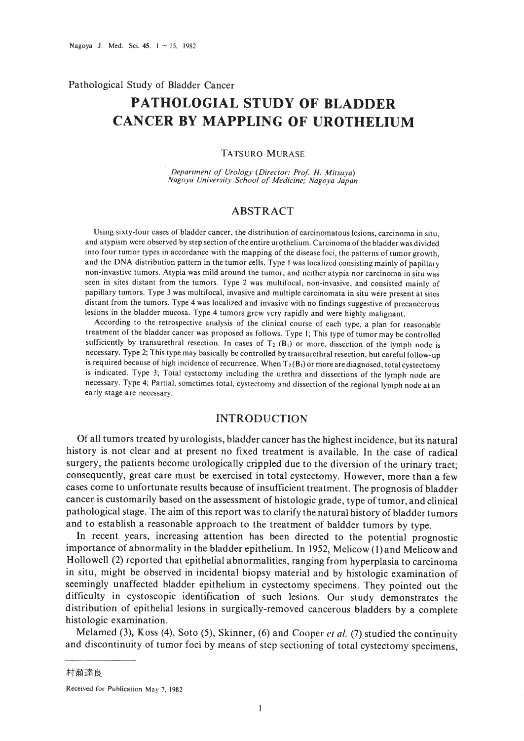Pathological Study of Bladder Cancer

# PATHOLOGIAL STUDY OF BLADDER CANCER BY MAPPLING OF UROTHELIUM

TATSURO MURASE

*Department of Urology (Director: Prof. H. Mitsuya)*
*Nagoya University School of Medicine; Nagoya Japan*

## ABSTRACT

Using sixty-four cases of bladder cancer, the distribution of carcinomatous lesions, carcinoma in situ, and atypism were observed by step section of the entire urothelium. Carcinoma of the bladder was divided into four tumor types in accordance with the mapping of the disease foci, the patterns of tumor growth, and the DNA distribution pattern in the tumor cells. Type 1 was localized consisting mainly of papillary non-invasive tumors. Atypia was mild around the tumor, and neither atypia nor carcinoma in situ was seen in sites distant from the tumors. Type 2 was multifocal, non-invasive, and consisted mainly of papillary tumors. Type 3 was multifocal, invasive and multiple carcinomata in situ were present at sites distant from the tumors. Type 4 was localized and invasive with no findings suggestive of precancerous lesions in the bladder mucosa. Type 4 tumors grew very rapidly and were highly malignant.

According to the retrospective analysis of the clinical course of each type, a plan for reasonable treatment of the bladder cancer was proposed as follows. Type 1; This type of tumor may be controlled sufficiently by transurethral resection. In cases of $T_2$ ($B_1$) or more, dissection of the lymph node is necessary. Type 2; This type may basically be controlled by transurethral resection, but careful follow-up is required because of high incidence of recurrence. When $T_2$ ($B_1$) or more are diagnosed, total cystectomy is indicated. Type 3; Total cystectomy including the urethra and dissections of the lymph node are necessary. Type 4; Partial, sometimes total, cystectomy and dissection of the regional lymph node at an early stage are necessary.

## INTRODUCTION

Of all tumors treated by urologists, bladder cancer has the highest incidence, but its natural history is not clear and at present no fixed treatment is available. In the case of radical surgery, the patients become urologically crippled due to the diversion of the urinary tract; consequently, great care must be exercised in total cystectomy. However, more than a few cases come to unfortunate results because of insufficient treatment. The prognosis of bladder cancer is customarily based on the assessment of histologic grade, type of tumor, and clinical pathological stage. The aim of this report was to clarify the natural history of bladder tumors and to establish a reasonable approach to the treatment of baldder tumors by type.

In recent years, increasing attention has been directed to the potential prognostic importance of abnormality in the bladder epithelium. In 1952, Melicow (1) and Melicow and Hollowell (2) reported that epithelial abnormalities, ranging from hyperplasia to carcinoma in situ, might be observed in incidental biopsy material and by histologic examination of seemingly unaffected bladder epithelium in cystectomy specimens. They pointed out the difficulty in cystoscopic identification of such lesions. Our study demonstrates the distribution of epithelial lesions in surgically-removed cancerous bladders by a complete histologic examination.

Melamed (3), Koss (4), Soto (5), Skinner, (6) and Cooper *et al.* (7) studied the continuity and discontinuity of tumor foci by means of step sectioning of total cystectomy specimens,

---

村瀬達良

Received for Publication May 7, 1982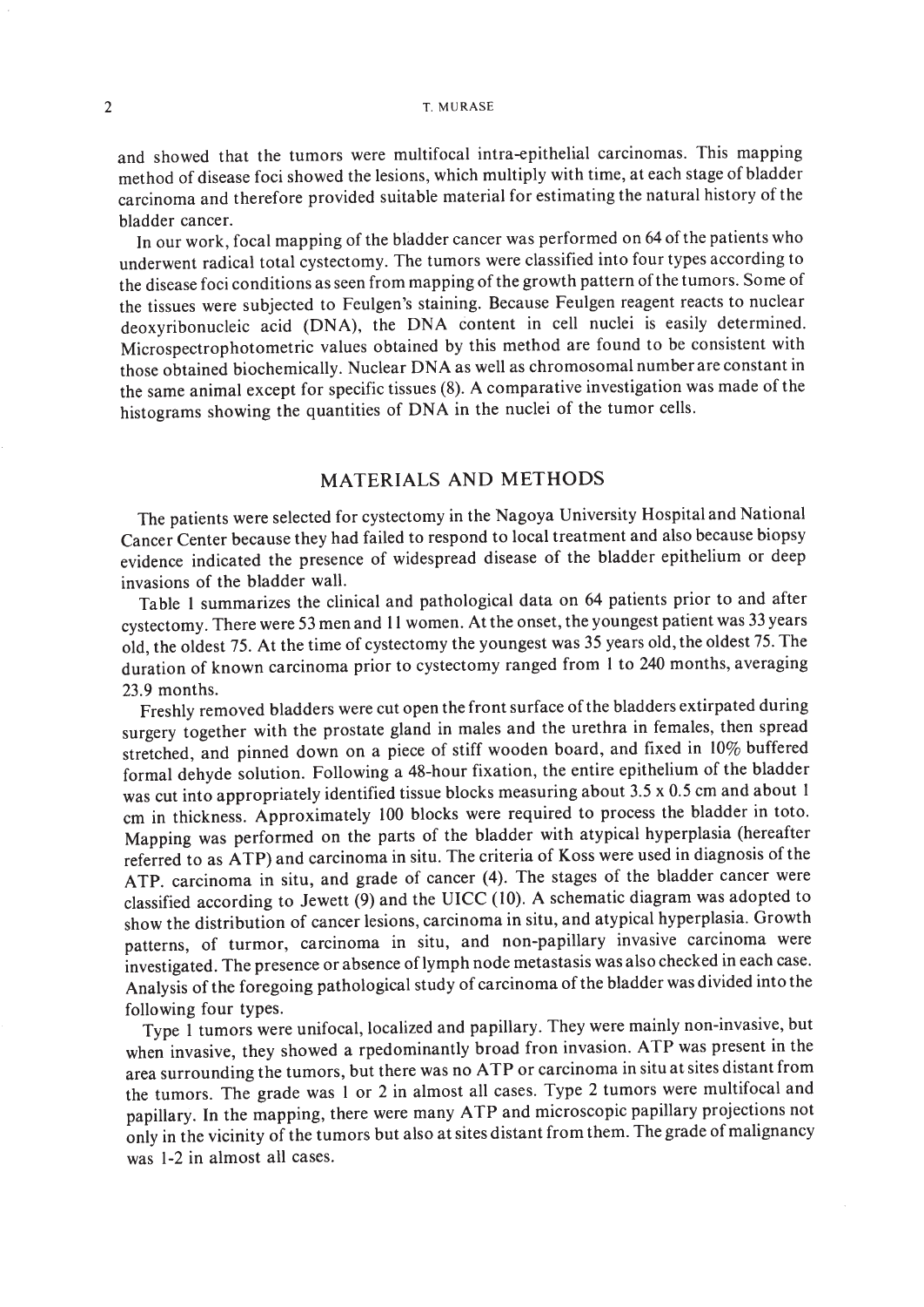and showed that the tumors were multifocal intra-epithelial carcinomas. This mapping method of disease foci showed the lesions, which multiply with time, at each stage of bladder carcinoma and therefore provided suitable material for estimating the natural history of the bladder cancer.

In our work, focal mapping of the bladder cancer was performed on 64 of the patients who underwent radical total cystectomy. The tumors were classified into four types according to the disease foci conditions as seen from mapping of the growth pattern of the tumors. Some of the tissues were subjected to Feulgen's staining. Because Feulgen reagent reacts to nuclear deoxyribonucleic acid (DNA), the DNA content in cell nuclei is easily determined. Microspectrophotometric values obtained by this method are found to be consistent with those obtained biochemically. Nuclear DNA as well as chromosomal number are constant in the same animal except for specific tissues (8). A comparative investigation was made of the histograms showing the quantities of DNA in the nuclei of the tumor cells.

## MATERIALS AND METHODS

The patients were selected for cystectomy in the Nagoya University Hospital and National Cancer Center because they had failed to respond to local treatment and also because biopsy evidence indicated the presence of widespread disease of the bladder epithelium or deep invasions of the bladder wall.

Table 1 summarizes the clinical and pathological data on 64 patients prior to and after cystectomy. There were 53 men and 11 women. At the onset, the youngest patient was 33 years old, the oldest 75. At the time of cystectomy the youngest was 35 years old, the oldest 75. The duration of known carcinoma prior to cystectomy ranged from 1 to 240 months, averaging 23.9 months.

Freshly removed bladders were cut open the front surface of the bladders extirpated during surgery together with the prostate gland in males and the urethra in females, then spread stretched, and pinned down on a piece of stiff wooden board, and fixed in 10% buffered formal dehyde solution. Following a 48-hour fixation, the entire epithelium of the bladder was cut into appropriately identified tissue blocks measuring about 3.5 x 0.5 cm and about 1 cm in thickness. Approximately 100 blocks were required to process the bladder in toto. Mapping was performed on the parts of the bladder with atypical hyperplasia (hereafter referred to as ATP) and carcinoma in situ. The criteria of Koss were used in diagnosis of the ATP. carcinoma in situ, and grade of cancer (4). The stages of the bladder cancer were classified according to Jewett (9) and the UICC (10). A schematic diagram was adopted to show the distribution of cancer lesions, carcinoma in situ, and atypical hyperplasia. Growth patterns, of turmor, carcinoma in situ, and non-papillary invasive carcinoma were investigated. The presence or absence of lymph node metastasis was also checked in each case. Analysis of the foregoing pathological study of carcinoma of the bladder was divided into the following four types.

Type 1 tumors were unifocal, localized and papillary. They were mainly non-invasive, but when invasive, they showed a rpedominantly broad fron invasion. ATP was present in the area surrounding the tumors, but there was no ATP or carcinoma in situ at sites distant from the tumors. The grade was 1 or 2 in almost all cases. Type 2 tumors were multifocal and papillary. In the mapping, there were many ATP and microscopic papillary projections not only in the vicinity of the tumors but also at sites distant from them. The grade of malignancy was 1-2 in almost all cases.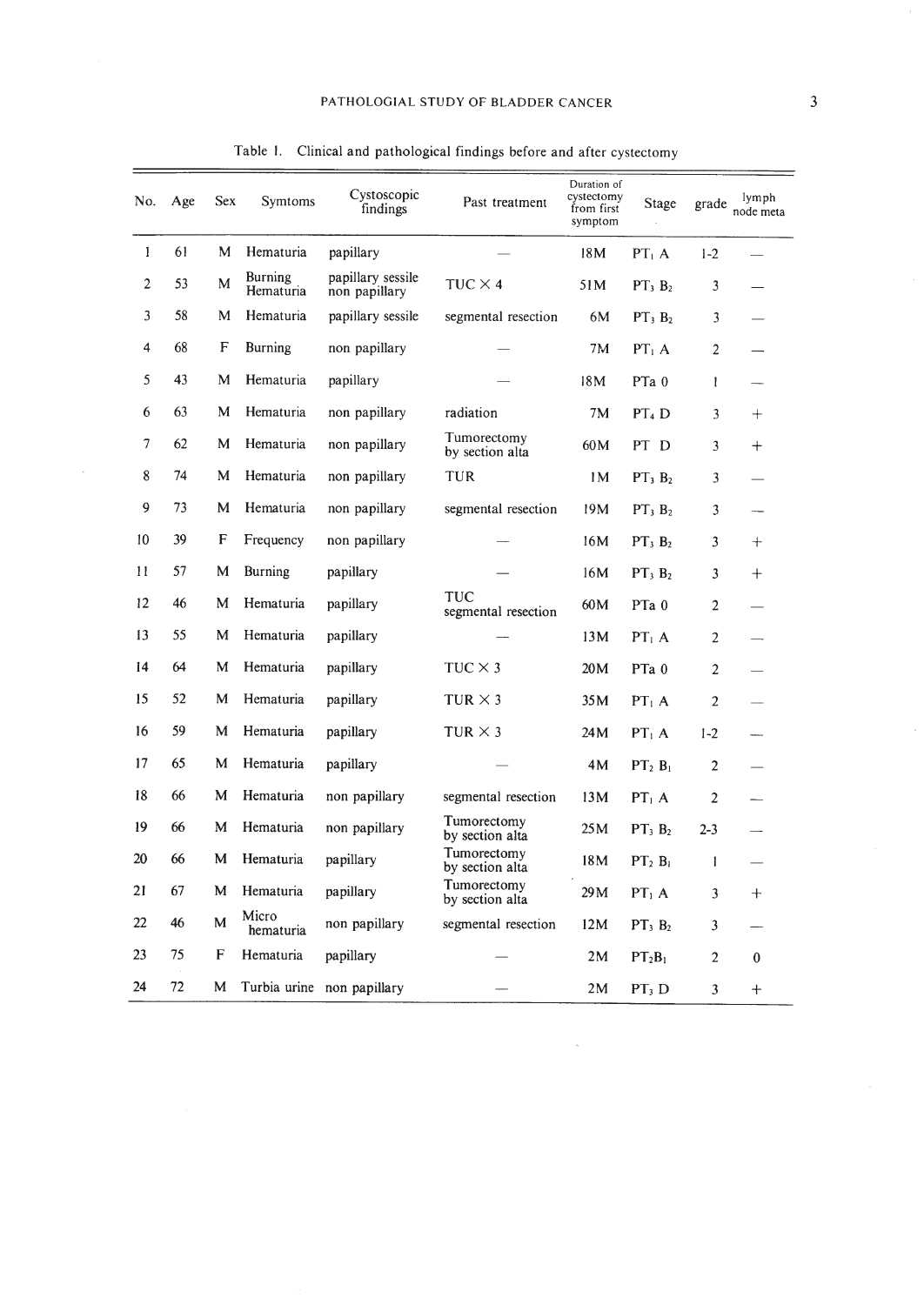Table 1. Clinical and pathological findings before and after cystectomy

| No. | Age | Sex | Symtoms | Cystoscopic findings | Past treatment | Duration of cystectomy from first symptom | Stage | grade | lymph node meta |
|---|---|---|---|---|---|---|---|---|---|
| 1 | 61 | M | Hematuria | papillary | — | 18M | $PT_1$ A | 1-2 | — |
| 2 | 53 | M | Burning Hematuria | papillary sessile non papillary | TUC × 4 | 51M | $PT_3$ $B_2$ | 3 | — |
| 3 | 58 | M | Hematuria | papillary sessile | segmental resection | 6M | $PT_3$ $B_2$ | 3 | — |
| 4 | 68 | F | Burning | non papillary | — | 7M | $PT_1$ A | 2 | — |
| 5 | 43 | M | Hematuria | papillary | — | 18M | PTa 0 | 1 | — |
| 6 | 63 | M | Hematuria | non papillary | radiation | 7M | $PT_4$ D | 3 | + |
| 7 | 62 | M | Hematuria | non papillary | Tumorectomy by section alta | 60M | PT D | 3 | + |
| 8 | 74 | M | Hematuria | non papillary | TUR | 1M | $PT_3$ $B_2$ | 3 | — |
| 9 | 73 | M | Hematuria | non papillary | segmental resection | 19M | $PT_3$ $B_2$ | 3 | — |
| 10 | 39 | F | Frequency | non papillary | — | 16M | $PT_3$ $B_2$ | 3 | + |
| 11 | 57 | M | Burning | papillary | — | 16M | $PT_3$ $B_2$ | 3 | + |
| 12 | 46 | M | Hematuria | papillary | TUC segmental resection | 60M | PTa 0 | 2 | — |
| 13 | 55 | M | Hematuria | papillary | — | 13M | $PT_1$ A | 2 | — |
| 14 | 64 | M | Hematuria | papillary | TUC × 3 | 20M | PTa 0 | 2 | — |
| 15 | 52 | M | Hematuria | papillary | TUR × 3 | 35M | $PT_1$ A | 2 | — |
| 16 | 59 | M | Hematuria | papillary | TUR × 3 | 24M | $PT_1$ A | 1-2 | — |
| 17 | 65 | M | Hematuria | papillary | — | 4M | $PT_2$ $B_1$ | 2 | — |
| 18 | 66 | M | Hematuria | non papillary | segmental resection | 13M | $PT_1$ A | 2 | — |
| 19 | 66 | M | Hematuria | non papillary | Tumorectomy by section alta | 25M | $PT_3$ $B_2$ | 2-3 | — |
| 20 | 66 | M | Hematuria | papillary | Tumorectomy by section alta | 18M | $PT_2$ $B_1$ | 1 | — |
| 21 | 67 | M | Hematuria | papillary | Tumorectomy by section alta | 29M | $PT_1$ A | 3 | + |
| 22 | 46 | M | Micro hematuria | non papillary | segmental resection | 12M | $PT_3$ $B_2$ | 3 | — |
| 23 | 75 | F | Hematuria | papillary | — | 2M | $PT_2B_1$ | 2 | 0 |
| 24 | 72 | M | Turbia urine | non papillary | — | 2M | $PT_3$ D | 3 | + |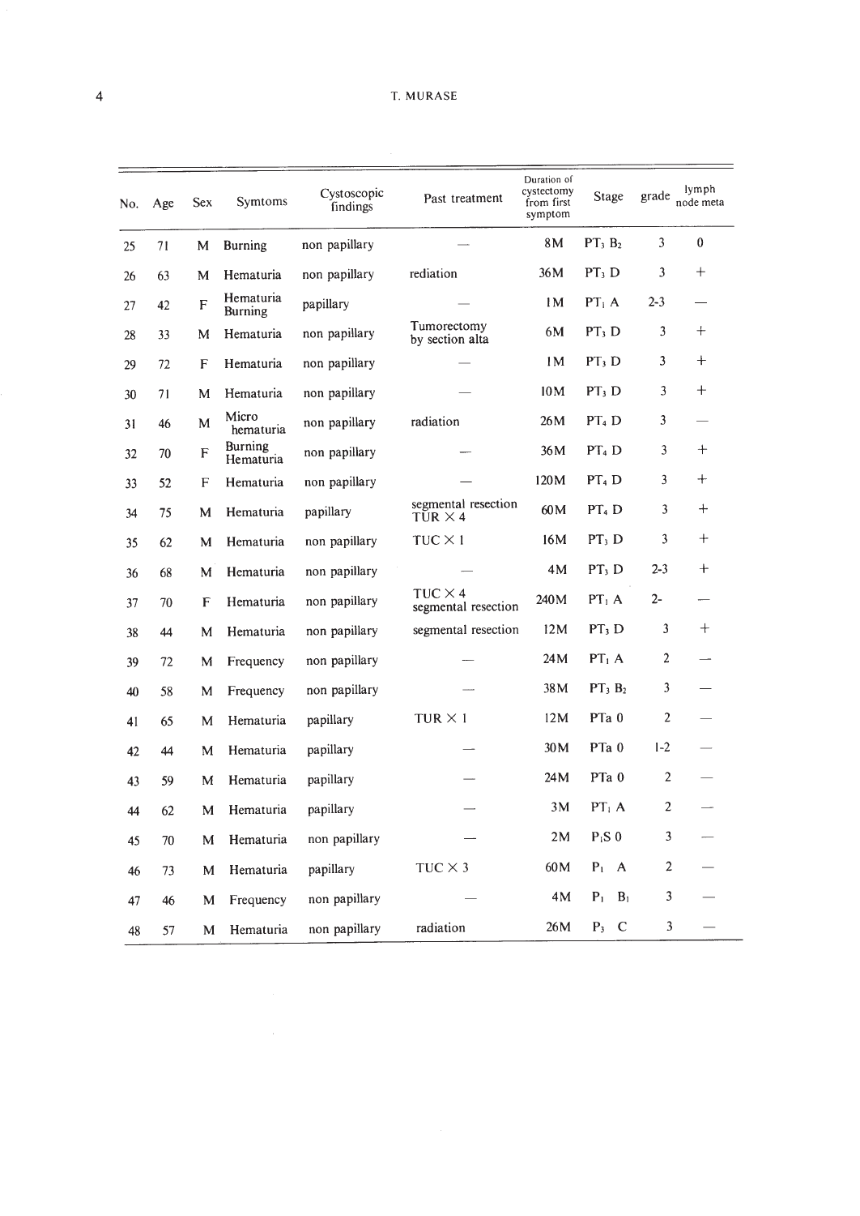| No. | Age | Sex | Symtoms | Cystoscopic findings | Past treatment | Duration of cystectomy from first symptom | Stage | grade | lymph node meta |
|---|---|---|---|---|---|---|---|---|---|
| 25 | 71 | M | Burning | non papillary | — | 8M | $PT_3$ $B_2$ | 3 | 0 |
| 26 | 63 | M | Hematuria | non papillary | rediation | 36M | $PT_3$ D | 3 | + |
| 27 | 42 | F | Hematuria Burning | papillary | — | 1M | $PT_1$ A | 2-3 | — |
| 28 | 33 | M | Hematuria | non papillary | Tumorectomy by section alta | 6M | $PT_3$ D | 3 | + |
| 29 | 72 | F | Hematuria | non papillary | — | 1M | $PT_3$ D | 3 | + |
| 30 | 71 | M | Hematuria | non papillary | — | 10M | $PT_3$ D | 3 | + |
| 31 | 46 | M | Micro hematuria | non papillary | radiation | 26M | $PT_4$ D | 3 | — |
| 32 | 70 | F | Burning Hematuria | non papillary | — | 36M | $PT_4$ D | 3 | + |
| 33 | 52 | F | Hematuria | non papillary | — | 120M | $PT_4$ D | 3 | + |
| 34 | 75 | M | Hematuria | papillary | segmental resection TUR × 4 | 60M | $PT_4$ D | 3 | + |
| 35 | 62 | M | Hematuria | non papillary | TUC × 1 | 16M | $PT_3$ D | 3 | + |
| 36 | 68 | M | Hematuria | non papillary | — | 4M | $PT_3$ D | 2-3 | + |
| 37 | 70 | F | Hematuria | non papillary | TUC × 4 segmental resection | 240M | $PT_1$ A | 2- | — |
| 38 | 44 | M | Hematuria | non papillary | segmental resection | 12M | $PT_3$ D | 3 | + |
| 39 | 72 | M | Frequency | non papillary | — | 24M | $PT_1$ A | 2 | — |
| 40 | 58 | M | Frequency | non papillary | — | 38M | $PT_3$ $B_2$ | 3 | — |
| 41 | 65 | M | Hematuria | papillary | TUR × 1 | 12M | PTa 0 | 2 | — |
| 42 | 44 | M | Hematuria | papillary | — | 30M | PTa 0 | 1-2 | — |
| 43 | 59 | M | Hematuria | papillary | — | 24M | PTa 0 | 2 | — |
| 44 | 62 | M | Hematuria | papillary | — | 3M | $PT_1$ A | 2 | — |
| 45 | 70 | M | Hematuria | non papillary | — | 2M | $P_IS$ 0 | 3 | — |
| 46 | 73 | M | Hematuria | papillary | TUC × 3 | 60M | $P_1$ A | 2 | — |
| 47 | 46 | M | Frequency | non papillary | — | 4M | $P_1$ $B_1$ | 3 | — |
| 48 | 57 | M | Hematuria | non papillary | radiation | 26M | $P_3$ C | 3 | — |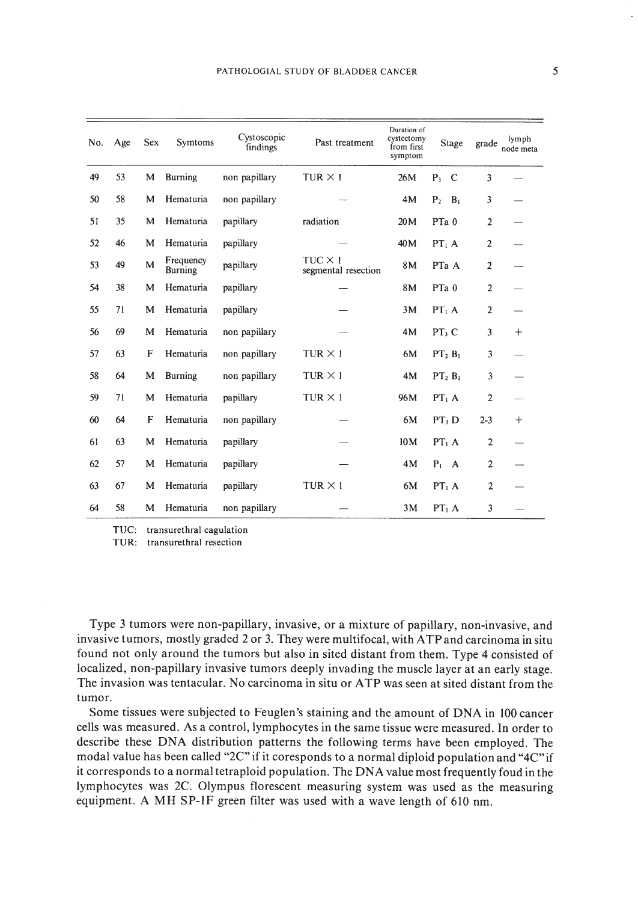| No. | Age | Sex | Symtoms | Cystoscopic findings | Past treatment | Duration of cystectomy from first symptom | Stage | grade | lymph node meta |
|---|---|---|---|---|---|---|---|---|---|
| 49 | 53 | M | Burning | non papillary | TUR × 1 | 26M | $P_3$ C | 3 | — |
| 50 | 58 | M | Hematuria | non papillary | — | 4M | $P_2$ $B_1$ | 3 | — |
| 51 | 35 | M | Hematuria | papillary | radiation | 20M | PTa 0 | 2 | — |
| 52 | 46 | M | Hematuria | papillary | — | 40M | $PT_1$ A | 2 | — |
| 53 | 49 | M | Frequency Burning | papillary | TUC × 1 segmental resection | 8M | PTa A | 2 | — |
| 54 | 38 | M | Hematuria | papillary | — | 8M | PTa 0 | 2 | — |
| 55 | 71 | M | Hematuria | papillary | — | 3M | $PT_1$ A | 2 | — |
| 56 | 69 | M | Hematuria | non papillary | — | 4M | $PT_3$ C | 3 | + |
| 57 | 63 | F | Hematuria | non papillary | TUR × 1 | 6M | $PT_2$ $B_1$ | 3 | — |
| 58 | 64 | M | Burning | non papillary | TUR × 1 | 4M | $PT_2$ $B_1$ | 3 | — |
| 59 | 71 | M | Hematuria | papillary | TUR × 1 | 96M | $PT_1$ A | 2 | — |
| 60 | 64 | F | Hematuria | non papillary | — | 6M | $PT_3$ D | 2-3 | + |
| 61 | 63 | M | Hematuria | papillary | — | 10M | $PT_1$ A | 2 | — |
| 62 | 57 | M | Hematuria | papillary | — | 4M | $P_1$ A | 2 | — |
| 63 | 67 | M | Hematuria | papillary | TUR × 1 | 6M | $PT_1$ A | 2 | — |
| 64 | 58 | M | Hematuria | non papillary | — | 3M | $PT_1$ A | 3 | — |

TUC: transurethral cagulation
TUR: transurethral resection

Type 3 tumors were non-papillary, invasive, or a mixture of papillary, non-invasive, and invasive tumors, mostly graded 2 or 3. They were multifocal, with ATP and carcinoma in situ found not only around the tumors but also in sited distant from them. Type 4 consisted of localized, non-papillary invasive tumors deeply invading the muscle layer at an early stage. The invasion was tentacular. No carcinoma in situ or ATP was seen at sited distant from the tumor.

Some tissues were subjected to Feuglen's staining and the amount of DNA in 100 cancer cells was measured. As a control, lymphocytes in the same tissue were measured. In order to describe these DNA distribution patterns the following terms have been employed. The modal value has been called "2C" if it coresponds to a normal diploid population and "4C" if it corresponds to a normal tetraploid population. The DNA value most frequently foud in the lymphocytes was 2C. Olympus florescent measuring system was used as the measuring equipment. A MH SP-1F green filter was used with a wave length of 610 nm.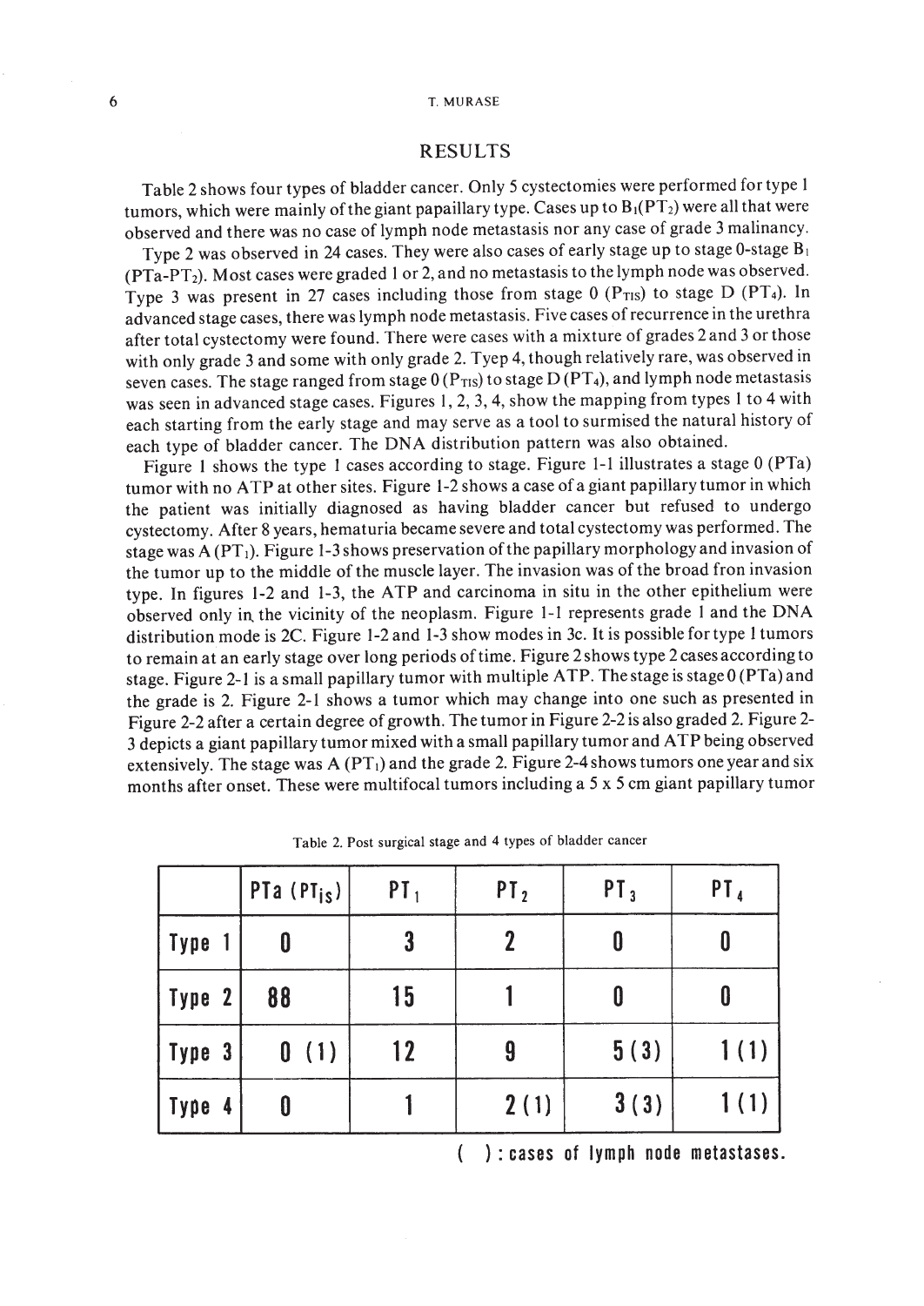## RESULTS

Table 2 shows four types of bladder cancer. Only 5 cystectomies were performed for type 1 tumors, which were mainly of the giant papaillary type. Cases up to $B_1(PT_2)$ were all that were observed and there was no case of lymph node metastasis nor any case of grade 3 malinancy.

Type 2 was observed in 24 cases. They were also cases of early stage up to stage 0-stage $B_1$ ($PTa$-$PT_2$). Most cases were graded 1 or 2, and no metastasis to the lymph node was observed. Type 3 was present in 27 cases including those from stage 0 ($P_{TIS}$) to stage D ($PT_4$). In advanced stage cases, there was lymph node metastasis. Five cases of recurrence in the urethra after total cystectomy were found. There were cases with a mixture of grades 2 and 3 or those with only grade 3 and some with only grade 2. Tyep 4, though relatively rare, was observed in seven cases. The stage ranged from stage 0 ($P_{TIS}$) to stage D ($PT_4$), and lymph node metastasis was seen in advanced stage cases. Figures 1, 2, 3, 4, show the mapping from types 1 to 4 with each starting from the early stage and may serve as a tool to surmised the natural history of each type of bladder cancer. The DNA distribution pattern was also obtained.

Figure 1 shows the type 1 cases according to stage. Figure 1-1 illustrates a stage 0 (PTa) tumor with no ATP at other sites. Figure 1-2 shows a case of a giant papillary tumor in which the patient was initially diagnosed as having bladder cancer but refused to undergo cystectomy. After 8 years, hematuria became severe and total cystectomy was performed. The stage was A ($PT_1$). Figure 1-3 shows preservation of the papillary morphology and invasion of the tumor up to the middle of the muscle layer. The invasion was of the broad fron invasion type. In figures 1-2 and 1-3, the ATP and carcinoma in situ in the other epithelium were observed only in the vicinity of the neoplasm. Figure 1-1 represents grade 1 and the DNA distribution mode is 2C. Figure 1-2 and 1-3 show modes in 3c. It is possible for type 1 tumors to remain at an early stage over long periods of time. Figure 2 shows type 2 cases according to stage. Figure 2-1 is a small papillary tumor with multiple ATP. The stage is stage 0 (PTa) and the grade is 2. Figure 2-1 shows a tumor which may change into one such as presented in Figure 2-2 after a certain degree of growth. The tumor in Figure 2-2 is also graded 2. Figure 2-3 depicts a giant papillary tumor mixed with a small papillary tumor and ATP being observed extensively. The stage was A ($PT_1$) and the grade 2. Figure 2-4 shows tumors one year and six months after onset. These were multifocal tumors including a 5 x 5 cm giant papillary tumor

Table 2. Post surgical stage and 4 types of bladder cancer

| | PTa ($PT_{is}$) | $PT_1$ | $PT_2$ | $PT_3$ | $PT_4$ |
|---|---|---|---|---|---|
| Type 1 | 0 | 3 | 2 | 0 | 0 |
| Type 2 | 88 | 15 | 1 | 0 | 0 |
| Type 3 | 0 (1) | 12 | 9 | 5 (3) | 1 (1) |
| Type 4 | 0 | 1 | 2 (1) | 3 (3) | 1 (1) |

( ) : cases of lymph node metastases.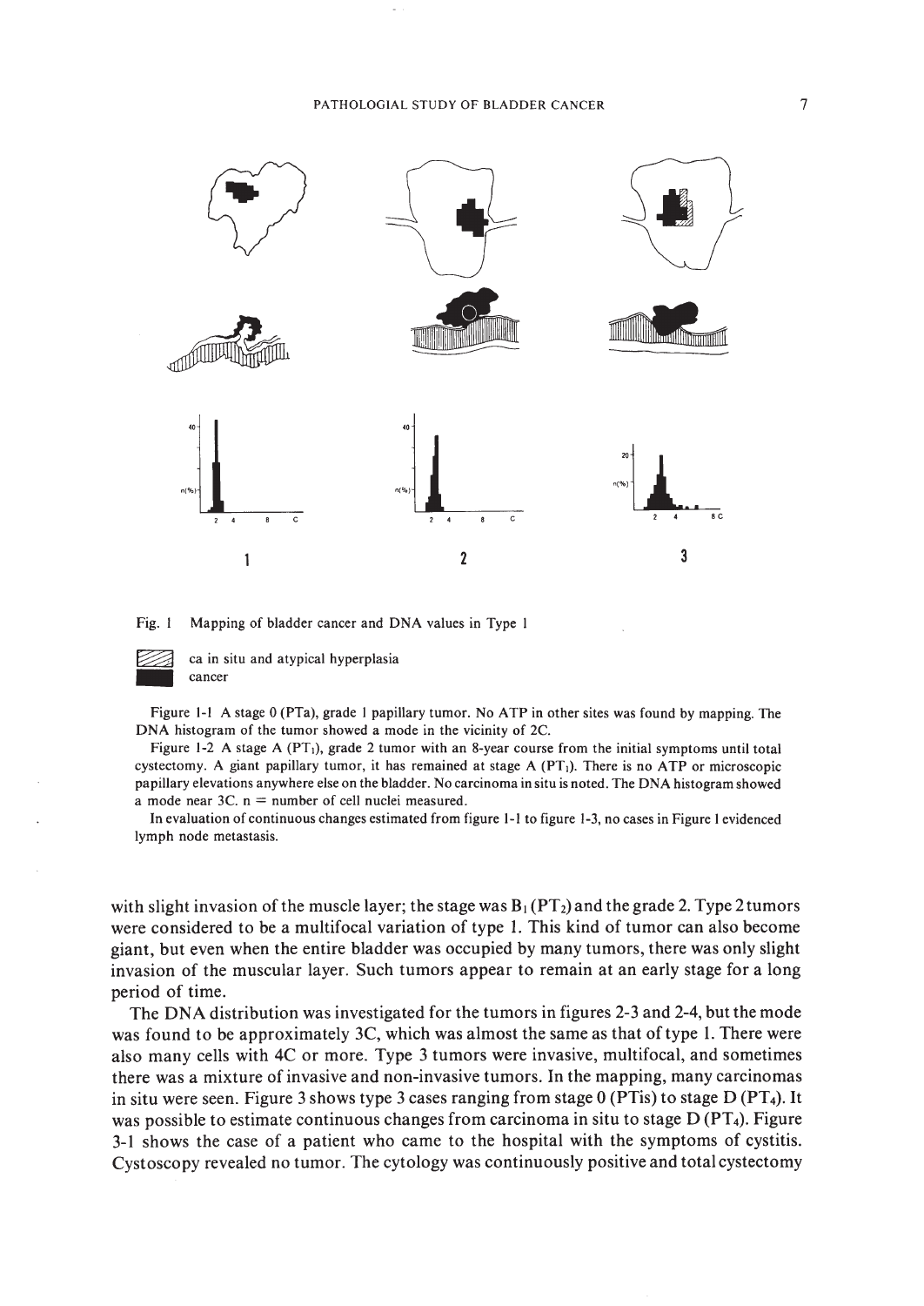Fig. 1 Mapping of bladder cancer and DNA values in Type 1

ca in situ and atypical hyperplasia
cancer

Figure 1-1 A stage 0 (PTa), grade 1 papillary tumor. No ATP in other sites was found by mapping. The DNA histogram of the tumor showed a mode in the vicinity of 2C.

Figure 1-2 A stage A ($PT_1$), grade 2 tumor with an 8-year course from the initial symptoms until total cystectomy. A giant papillary tumor, it has remained at stage A ($PT_1$). There is no ATP or microscopic papillary elevations anywhere else on the bladder. No carcinoma in situ is noted. The DNA histogram showed a mode near 3C. n = number of cell nuclei measured.

In evaluation of continuous changes estimated from figure 1-1 to figure 1-3, no cases in Figure 1 evidenced lymph node metastasis.

with slight invasion of the muscle layer; the stage was $B_1$ ($PT_2$) and the grade 2. Type 2 tumors were considered to be a multifocal variation of type 1. This kind of tumor can also become giant, but even when the entire bladder was occupied by many tumors, there was only slight invasion of the muscular layer. Such tumors appear to remain at an early stage for a long period of time.

The DNA distribution was investigated for the tumors in figures 2-3 and 2-4, but the mode was found to be approximately 3C, which was almost the same as that of type 1. There were also many cells with 4C or more. Type 3 tumors were invasive, multifocal, and sometimes there was a mixture of invasive and non-invasive tumors. In the mapping, many carcinomas in situ were seen. Figure 3 shows type 3 cases ranging from stage 0 (PTis) to stage D ($PT_4$). It was possible to estimate continuous changes from carcinoma in situ to stage D ($PT_4$). Figure 3-1 shows the case of a patient who came to the hospital with the symptoms of cystitis. Cystoscopy revealed no tumor. The cytology was continuously positive and total cystectomy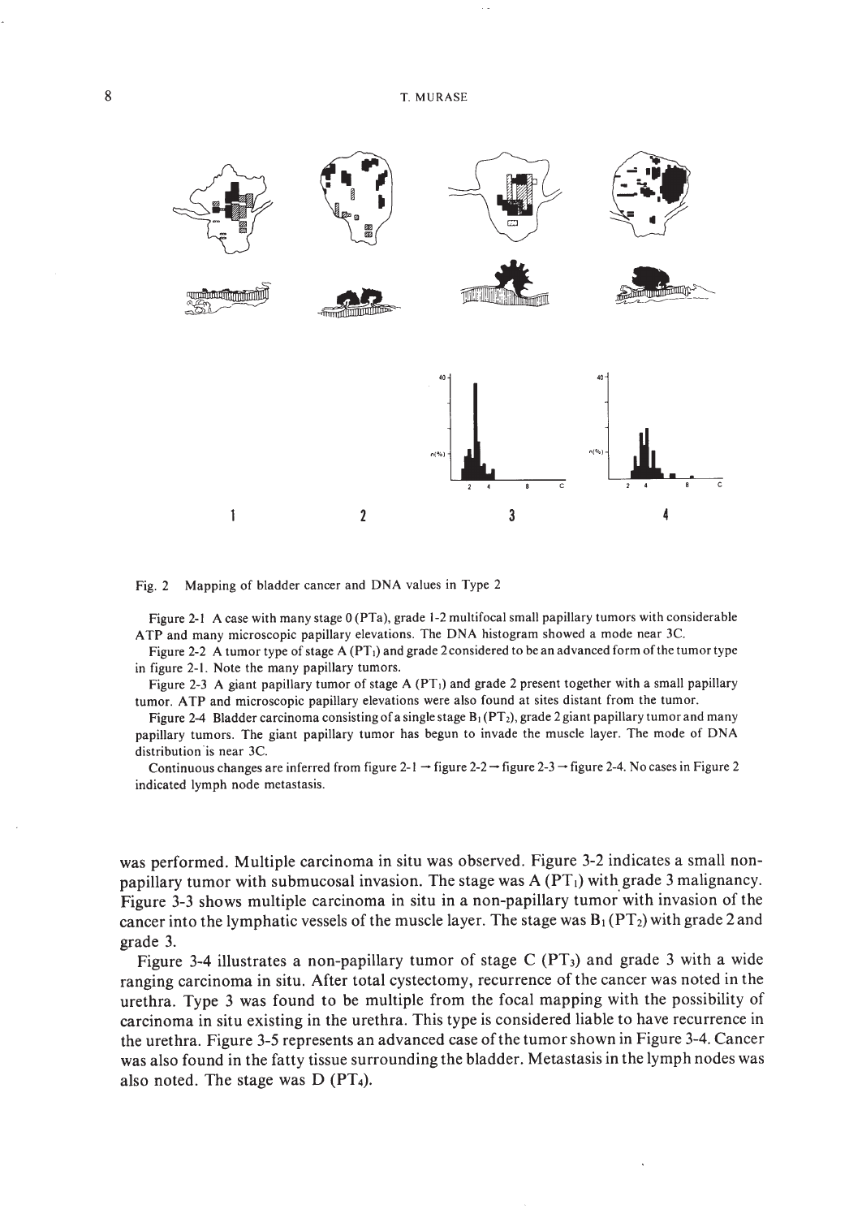Fig. 2 Mapping of bladder cancer and DNA values in Type 2

Figure 2-1 A case with many stage 0 (PTa), grade 1-2 multifocal small papillary tumors with considerable ATP and many microscopic papillary elevations. The DNA histogram showed a mode near 3C.

Figure 2-2 A tumor type of stage A ($PT_1$) and grade 2 considered to be an advanced form of the tumor type in figure 2-1. Note the many papillary tumors.

Figure 2-3 A giant papillary tumor of stage A ($PT_1$) and grade 2 present together with a small papillary tumor. ATP and microscopic papillary elevations were also found at sites distant from the tumor.

Figure 2-4 Bladder carcinoma consisting of a single stage $B_1$ ($PT_2$), grade 2 giant papillary tumor and many papillary tumors. The giant papillary tumor has begun to invade the muscle layer. The mode of DNA distribution is near 3C.

Continuous changes are inferred from figure 2-1 → figure 2-2 → figure 2-3 → figure 2-4. No cases in Figure 2 indicated lymph node metastasis.

was performed. Multiple carcinoma in situ was observed. Figure 3-2 indicates a small non-papillary tumor with submucosal invasion. The stage was A ($PT_1$) with grade 3 malignancy. Figure 3-3 shows multiple carcinoma in situ in a non-papillary tumor with invasion of the cancer into the lymphatic vessels of the muscle layer. The stage was $B_1$ ($PT_2$) with grade 2 and grade 3.

Figure 3-4 illustrates a non-papillary tumor of stage C ($PT_3$) and grade 3 with a wide ranging carcinoma in situ. After total cystectomy, recurrence of the cancer was noted in the urethra. Type 3 was found to be multiple from the focal mapping with the possibility of carcinoma in situ existing in the urethra. This type is considered liable to have recurrence in the urethra. Figure 3-5 represents an advanced case of the tumor shown in Figure 3-4. Cancer was also found in the fatty tissue surrounding the bladder. Metastasis in the lymph nodes was also noted. The stage was D ($PT_4$).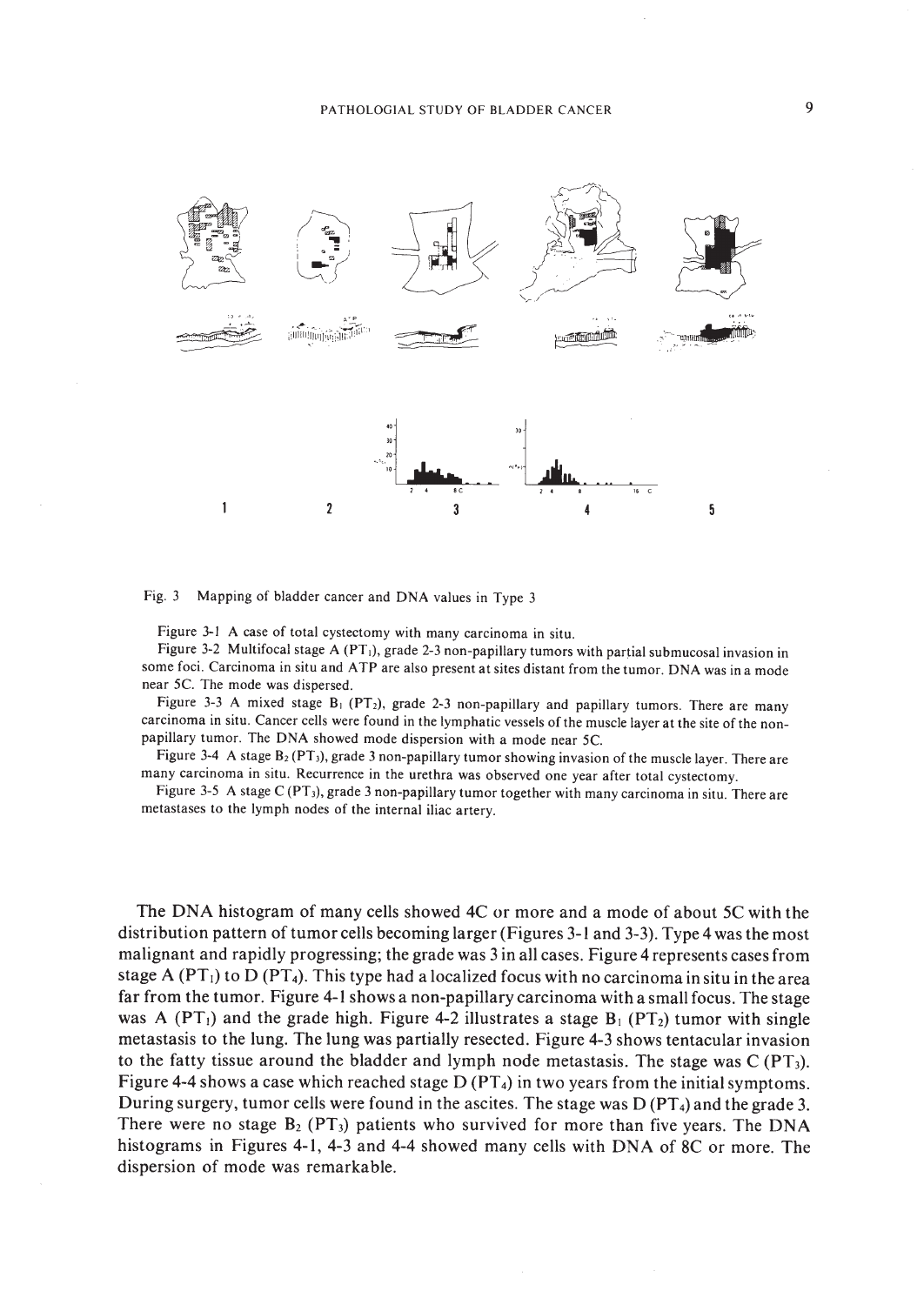Fig. 3 Mapping of bladder cancer and DNA values in Type 3

Figure 3-1 A case of total cystectomy with many carcinoma in situ.

Figure 3-2 Multifocal stage A ($PT_1$), grade 2-3 non-papillary tumors with partial submucosal invasion in some foci. Carcinoma in situ and ATP are also present at sites distant from the tumor. DNA was in a mode near 5C. The mode was dispersed.

Figure 3-3 A mixed stage $B_1$ ($PT_2$), grade 2-3 non-papillary and papillary tumors. There are many carcinoma in situ. Cancer cells were found in the lymphatic vessels of the muscle layer at the site of the non-papillary tumor. The DNA showed mode dispersion with a mode near 5C.

Figure 3-4 A stage $B_2$ ($PT_3$), grade 3 non-papillary tumor showing invasion of the muscle layer. There are many carcinoma in situ. Recurrence in the urethra was observed one year after total cystectomy.

Figure 3-5 A stage C ($PT_3$), grade 3 non-papillary tumor together with many carcinoma in situ. There are metastases to the lymph nodes of the internal iliac artery.

The DNA histogram of many cells showed 4C or more and a mode of about 5C with the distribution pattern of tumor cells becoming larger (Figures 3-1 and 3-3). Type 4 was the most malignant and rapidly progressing; the grade was 3 in all cases. Figure 4 represents cases from stage A ($PT_1$) to D ($PT_4$). This type had a localized focus with no carcinoma in situ in the area far from the tumor. Figure 4-1 shows a non-papillary carcinoma with a small focus. The stage was A ($PT_1$) and the grade high. Figure 4-2 illustrates a stage $B_1$ ($PT_2$) tumor with single metastasis to the lung. The lung was partially resected. Figure 4-3 shows tentacular invasion to the fatty tissue around the bladder and lymph node metastasis. The stage was C ($PT_3$). Figure 4-4 shows a case which reached stage D ($PT_4$) in two years from the initial symptoms. During surgery, tumor cells were found in the ascites. The stage was D ($PT_4$) and the grade 3. There were no stage $B_2$ ($PT_3$) patients who survived for more than five years. The DNA histograms in Figures 4-1, 4-3 and 4-4 showed many cells with DNA of 8C or more. The dispersion of mode was remarkable.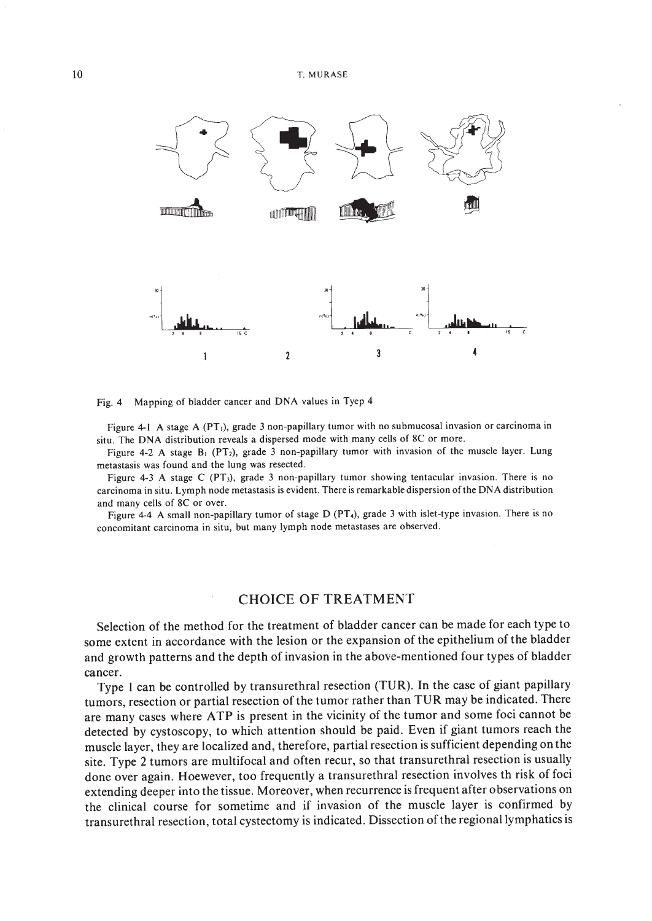Fig. 4 Mapping of bladder cancer and DNA values in Tyep 4

Figure 4-1 A stage A ($PT_1$), grade 3 non-papillary tumor with no submucosal invasion or carcinoma in situ. The DNA distribution reveals a dispersed mode with many cells of 8C or more.

Figure 4-2 A stage $B_1$ ($PT_2$), grade 3 non-papillary tumor with invasion of the muscle layer. Lung metastasis was found and the lung was resected.

Figure 4-3 A stage C ($PT_3$), grade 3 non-papillary tumor showing tentacular invasion. There is no carcinoma in situ. Lymph node metastasis is evident. There is remarkable dispersion of the DNA distribution and many cells of 8C or over.

Figure 4-4 A small non-papillary tumor of stage D ($PT_4$), grade 3 with islet-type invasion. There is no concomitant carcinoma in situ, but many lymph node metastases are observed.

## CHOICE OF TREATMENT

Selection of the method for the treatment of bladder cancer can be made for each type to some extent in accordance with the lesion or the expansion of the epithelium of the bladder and growth patterns and the depth of invasion in the above-mentioned four types of bladder cancer.

Type 1 can be controlled by transurethral resection (TUR). In the case of giant papillary tumors, resection or partial resection of the tumor rather than TUR may be indicated. There are many cases where ATP is present in the vicinity of the tumor and some foci cannot be detected by cystoscopy, to which attention should be paid. Even if giant tumors reach the muscle layer, they are localized and, therefore, partial resection is sufficient depending on the site. Type 2 tumors are multifocal and often recur, so that transurethral resection is usually done over again. Hoewever, too frequently a transurethral resection involves th risk of foci extending deeper into the tissue. Moreover, when recurrence is frequent after observations on the clinical course for sometime and if invasion of the muscle layer is confirmed by transurethral resection, total cystectomy is indicated. Dissection of the regional lymphatics is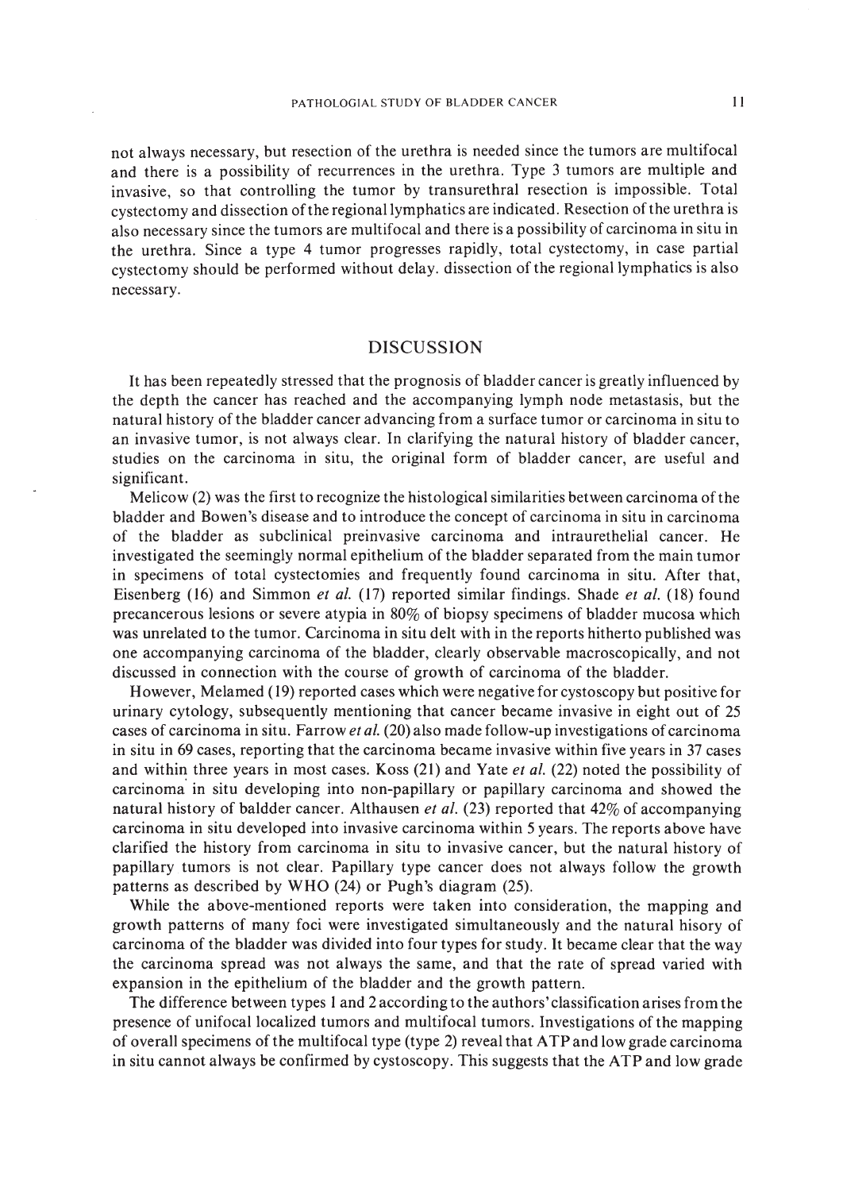not always necessary, but resection of the urethra is needed since the tumors are multifocal and there is a possibility of recurrences in the urethra. Type 3 tumors are multiple and invasive, so that controlling the tumor by transurethral resection is impossible. Total cystectomy and dissection of the regional lymphatics are indicated. Resection of the urethra is also necessary since the tumors are multifocal and there is a possibility of carcinoma in situ in the urethra. Since a type 4 tumor progresses rapidly, total cystectomy, in case partial cystectomy should be performed without delay. dissection of the regional lymphatics is also necessary.

## DISCUSSION

It has been repeatedly stressed that the prognosis of bladder cancer is greatly influenced by the depth the cancer has reached and the accompanying lymph node metastasis, but the natural history of the bladder cancer advancing from a surface tumor or carcinoma in situ to an invasive tumor, is not always clear. In clarifying the natural history of bladder cancer, studies on the carcinoma in situ, the original form of bladder cancer, are useful and significant.

Melicow (2) was the first to recognize the histological similarities between carcinoma of the bladder and Bowen's disease and to introduce the concept of carcinoma in situ in carcinoma of the bladder as subclinical preinvasive carcinoma and intraurethelial cancer. He investigated the seemingly normal epithelium of the bladder separated from the main tumor in specimens of total cystectomies and frequently found carcinoma in situ. After that, Eisenberg (16) and Simmon *et al.* (17) reported similar findings. Shade *et al.* (18) found precancerous lesions or severe atypia in 80% of biopsy specimens of bladder mucosa which was unrelated to the tumor. Carcinoma in situ delt with in the reports hitherto published was one accompanying carcinoma of the bladder, clearly observable macroscopically, and not discussed in connection with the course of growth of carcinoma of the bladder.

However, Melamed (19) reported cases which were negative for cystoscopy but positive for urinary cytology, subsequently mentioning that cancer became invasive in eight out of 25 cases of carcinoma in situ. Farrow *et al.* (20) also made follow-up investigations of carcinoma in situ in 69 cases, reporting that the carcinoma became invasive within five years in 37 cases and within three years in most cases. Koss (21) and Yate *et al.* (22) noted the possibility of carcinoma in situ developing into non-papillary or papillary carcinoma and showed the natural history of baldder cancer. Althausen *et al.* (23) reported that 42% of accompanying carcinoma in situ developed into invasive carcinoma within 5 years. The reports above have clarified the history from carcinoma in situ to invasive cancer, but the natural history of papillary tumors is not clear. Papillary type cancer does not always follow the growth patterns as described by WHO (24) or Pugh's diagram (25).

While the above-mentioned reports were taken into consideration, the mapping and growth patterns of many foci were investigated simultaneously and the natural hisory of carcinoma of the bladder was divided into four types for study. It became clear that the way the carcinoma spread was not always the same, and that the rate of spread varied with expansion in the epithelium of the bladder and the growth pattern.

The difference between types 1 and 2 according to the authors' classification arises from the presence of unifocal localized tumors and multifocal tumors. Investigations of the mapping of overall specimens of the multifocal type (type 2) reveal that ATP and low grade carcinoma in situ cannot always be confirmed by cystoscopy. This suggests that the ATP and low grade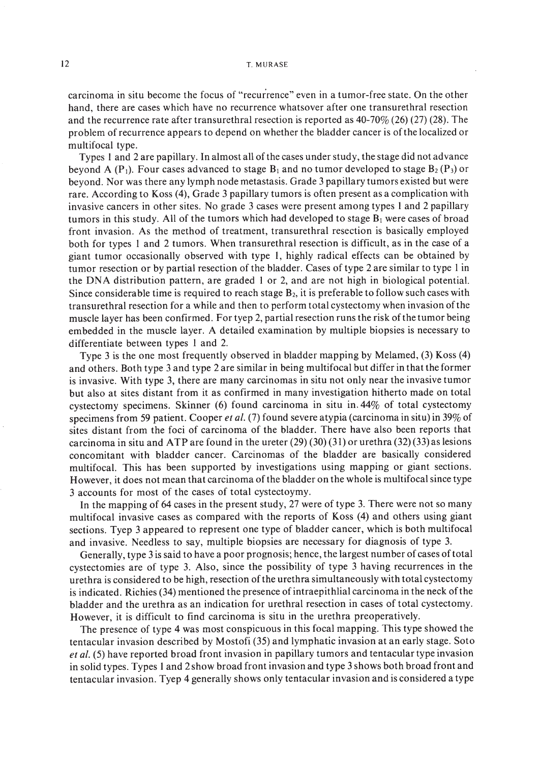carcinoma in situ become the focus of "recurrence" even in a tumor-free state. On the other hand, there are cases which have no recurrence whatsoever after one transurethral resection and the recurrence rate after transurethral resection is reported as 40-70% (26) (27) (28). The problem of recurrence appears to depend on whether the bladder cancer is of the localized or multifocal type.

Types 1 and 2 are papillary. In almost all of the cases under study, the stage did not advance beyond A ($P_1$). Four cases advanced to stage $B_1$ and no tumor developed to stage $B_2$ ($P_3$) or beyond. Nor was there any lymph node metastasis. Grade 3 papillary tumors existed but were rare. According to Koss (4), Grade 3 papillary tumors is often present as a complication with invasive cancers in other sites. No grade 3 cases were present among types 1 and 2 papillary tumors in this study. All of the tumors which had developed to stage $B_1$ were cases of broad front invasion. As the method of treatment, transurethral resection is basically employed both for types 1 and 2 tumors. When transurethral resection is difficult, as in the case of a giant tumor occasionally observed with type 1, highly radical effects can be obtained by tumor resection or by partial resection of the bladder. Cases of type 2 are similar to type 1 in the DNA distribution pattern, are graded 1 or 2, and are not high in biological potential. Since considerable time is required to reach stage $B_2$, it is preferable to follow such cases with transurethral resection for a while and then to perform total cystectomy when invasion of the muscle layer has been confirmed. For tyep 2, partial resection runs the risk of the tumor being embedded in the muscle layer. A detailed examination by multiple biopsies is necessary to differentiate between types 1 and 2.

Type 3 is the one most frequently observed in bladder mapping by Melamed, (3) Koss (4) and others. Both type 3 and type 2 are similar in being multifocal but differ in that the former is invasive. With type 3, there are many carcinomas in situ not only near the invasive tumor but also at sites distant from it as confirmed in many investigation hitherto made on total cystectomy specimens. Skinner (6) found carcinoma in situ in 44% of total cystectomy specimens from 59 patient. Cooper *et al.* (7) found severe atypia (carcinoma in situ) in 39% of sites distant from the foci of carcinoma of the bladder. There have also been reports that carcinoma in situ and ATP are found in the ureter (29) (30) (31) or urethra (32) (33) as lesions concomitant with bladder cancer. Carcinomas of the bladder are basically considered multifocal. This has been supported by investigations using mapping or giant sections. However, it does not mean that carcinoma of the bladder on the whole is multifocal since type 3 accounts for most of the cases of total cystectoymy.

In the mapping of 64 cases in the present study, 27 were of type 3. There were not so many multifocal invasive cases as compared with the reports of Koss (4) and others using giant sections. Tyep 3 appeared to represent one type of bladder cancer, which is both multifocal and invasive. Needless to say, multiple biopsies are necessary for diagnosis of type 3.

Generally, type 3 is said to have a poor prognosis; hence, the largest number of cases of total cystectomies are of type 3. Also, since the possibility of type 3 having recurrences in the urethra is considered to be high, resection of the urethra simultaneously with total cystectomy is indicated. Richies (34) mentioned the presence of intraepithlial carcinoma in the neck of the bladder and the urethra as an indication for urethral resection in cases of total cystectomy. However, it is difficult to find carcinoma is situ in the urethra preoperatively.

The presence of type 4 was most conspicuous in this focal mapping. This type showed the tentacular invasion described by Mostofi (35) and lymphatic invasion at an early stage. Soto *et al.* (5) have reported broad front invasion in papillary tumors and tentacular type invasion in solid types. Types 1 and 2 show broad front invasion and type 3 shows both broad front and tentacular invasion. Tyep 4 generally shows only tentacular invasion and is considered a type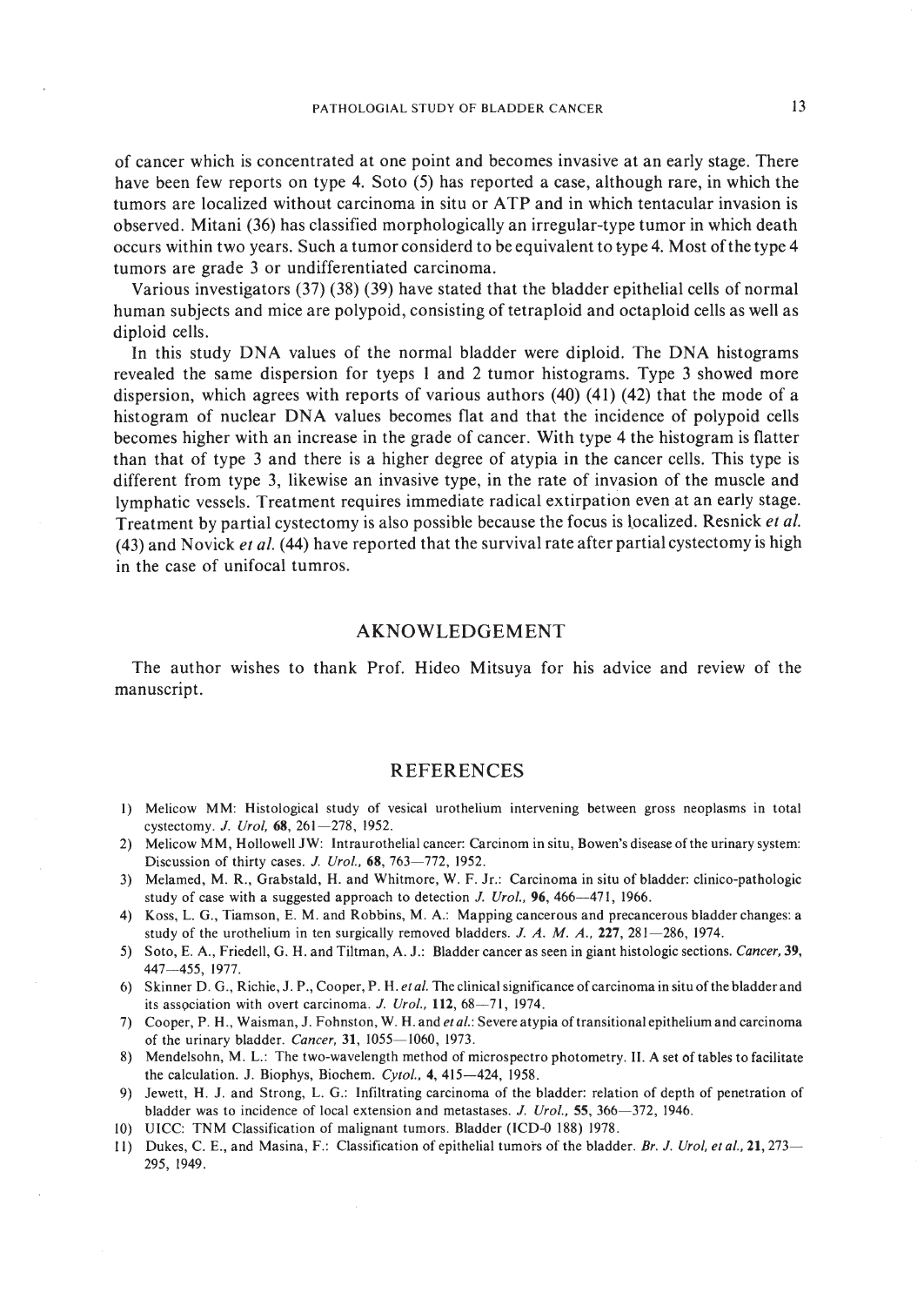of cancer which is concentrated at one point and becomes invasive at an early stage. There have been few reports on type 4. Soto (5) has reported a case, although rare, in which the tumors are localized without carcinoma in situ or ATP and in which tentacular invasion is observed. Mitani (36) has classified morphologically an irregular-type tumor in which death occurs within two years. Such a tumor considerd to be equivalent to type 4. Most of the type 4 tumors are grade 3 or undifferentiated carcinoma.

Various investigators (37) (38) (39) have stated that the bladder epithelial cells of normal human subjects and mice are polypoid, consisting of tetraploid and octaploid cells as well as diploid cells.

In this study DNA values of the normal bladder were diploid. The DNA histograms revealed the same dispersion for tyeps 1 and 2 tumor histograms. Type 3 showed more dispersion, which agrees with reports of various authors (40) (41) (42) that the mode of a histogram of nuclear DNA values becomes flat and that the incidence of polypoid cells becomes higher with an increase in the grade of cancer. With type 4 the histogram is flatter than that of type 3 and there is a higher degree of atypia in the cancer cells. This type is different from type 3, likewise an invasive type, in the rate of invasion of the muscle and lymphatic vessels. Treatment requires immediate radical extirpation even at an early stage. Treatment by partial cystectomy is also possible because the focus is localized. Resnick *et al.* (43) and Novick *et al.* (44) have reported that the survival rate after partial cystectomy is high in the case of unifocal tumros.

## AKNOWLEDGEMENT

The author wishes to thank Prof. Hideo Mitsuya for his advice and review of the manuscript.

## REFERENCES

1) Melicow MM: Histological study of vesical urothelium intervening between gross neoplasms in total cystectomy. *J. Urol,* **68**, 261—278, 1952.
2) Melicow MM, Hollowell JW: Intraurothelial cancer: Carcinom in situ, Bowen's disease of the urinary system: Discussion of thirty cases. *J. Urol.,* **68**, 763—772, 1952.
3) Melamed, M. R., Grabstald, H. and Whitmore, W. F. Jr.: Carcinoma in situ of bladder: clinico-pathologic study of case with a suggested approach to detection *J. Urol.,* **96**, 466—471, 1966.
4) Koss, L. G., Tiamson, E. M. and Robbins, M. A.: Mapping cancerous and precancerous bladder changes: a study of the urothelium in ten surgically removed bladders. *J. A. M. A.,* **227**, 281—286, 1974.
5) Soto, E. A., Friedell, G. H. and Tiltman, A. J.: Bladder cancer as seen in giant histologic sections. *Cancer,* **39**, 447—455, 1977.
6) Skinner D. G., Richie, J. P., Cooper, P. H. *et al.* The clinical significance of carcinoma in situ of the bladder and its association with overt carcinoma. *J. Urol.,* **112**, 68—71, 1974.
7) Cooper, P. H., Waisman, J. Fohnston, W. H. and *et al.*: Severe atypia of transitional epithelium and carcinoma of the urinary bladder. *Cancer,* **31**, 1055—1060, 1973.
8) Mendelsohn, M. L.: The two-wavelength method of microspectro photometry. II. A set of tables to facilitate the calculation. J. Biophys, Biochem. *Cytol.,* **4**, 415—424, 1958.
9) Jewett, H. J. and Strong, L. G.: Infiltrating carcinoma of the bladder: relation of depth of penetration of bladder was to incidence of local extension and metastases. *J. Urol.,* **55**, 366—372, 1946.
10) UICC: TNM Classification of malignant tumors. Bladder (ICD-0 188) 1978.
11) Dukes, C. E., and Masina, F.: Classification of epithelial tumors of the bladder. *Br. J. Urol, et al.,* **21**, 273—295, 1949.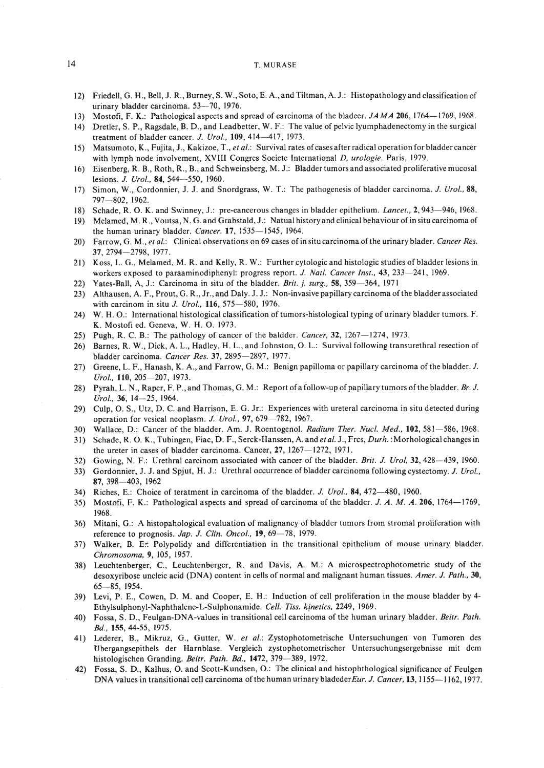12) Friedell, G. H., Bell, J. R., Burney, S. W., Soto, E. A., and Tiltman, A. J.: Histopathology and classification of urinary bladder carcinoma. 53—70, 1976.
13) Mostofi, F. K.: Pathological aspects and spread of carcinoma of the bladeer. *JAMA* **206**, 1764—1769, 1968.
14) Dretler, S. P., Ragsdale, B. D., and Leadbetter, W. F.: The value of pelvic lyumphadenectomy in the surgical treatment of bladder cancer. *J. Urol.*, **109**, 414—417, 1973.
15) Matsumoto, K., Fujita, J., Kakizoe, T., *et al.*: Survival rates of cases after radical operation for bladder cancer with lymph node involvement, XVIII Congres Societe International *D, urologie*. Paris, 1979.
16) Eisenberg, R. B., Roth, R., B., and Schweinsberg, M. J.: Bladder tumors and associated proliferative mucosal lesions. *J. Urol.*, **84**, 544—550, 1960.
17) Simon, W., Cordonnier, J. J. and Snordgrass, W. T.: The pathogenesis of bladder carcinoma. *J. Urol.*, **88**, 797—802, 1962.
18) Schade, R. O. K. and Swinney, J.: pre-cancerous changes in bladder epithelium. *Lancet.*, **2**, 943—946, 1968.
19) Melamed, M. R., Voutsa, N. G. and Grabstald, J.: Natual history and clinical behaviour of in situ carcinoma of the human urinary bladder. *Cancer*. **17**, 1535—1545, 1964.
20) Farrow, G. M., *et al.*: Clinical observations on 69 cases of in situ carcinoma of the urinary blader. *Cancer Res.* **37**, 2794—2798, 1977.
21) Koss, L. G., Melamed, M. R. and Kelly, R. W.: Further cytologic and histologic studies of bladder lesions in workers exposed to paraaminodiphenyl: progress report. *J. Natl. Cancer Inst.*, **43**, 233—241, 1969.
22) Yates-Ball, A, J.: Carcinoma in situ of the bladder. *Brit. j. surg.*, **58**, 359—364, 1971
23) Althausen, A. F., Prout, G. R., Jr., and Daly. J. J.: Non-invasive papillary carcinoma of the bladder associated with carcinom in situ *J. Urol.*, **116**, 575—580, 1976.
24) W. H. O.: International histological classification of tumors-histological typing of urinary bladder tumors. F. K. Mostofi ed. Geneva, W. H. O. 1973.
25) Pugh, R. C. B.: The pathology of cancer of the baldder. *Cancer*, **32**, 1267—1274, 1973.
26) Barnes, R. W., Dick, A. L., Hadley, H. L., and Johnston, O. L.: Survival following transurethral resection of bladder carcinoma. *Cancer Res.* **37**, 2895—2897, 1977.
27) Greene, L. F., Hanash, K. A., and Farrow, G. M.: Benign papilloma or papillary carcinoma of the bladder. *J. Urol.*, **110**, 205—207, 1973.
28) Pyrah, L. N., Raper, F. P., and Thomas, G. M.: Report of a follow-up of papillary tumors of the bladder. *Br. J. Urol.*, **36**, 14—25, 1964.
29) Culp, O. S., Utz, D. C. and Harrison, E. G. Jr.: Experiences with ureteral carcinoma in situ detected during operation for vesical neoplasm. *J. Urol.*, **97**, 679—782, 1967.
30) Wallace, D.: Cancer of the bladder. Am. J. Roentogenol. *Radium Ther. Nucl. Med.*, **102**, 581—586, 1968.
31) Schade, R. O. K., Tubingen, Fiac, D. F., Serck-Hanssen, A. and *et al.* J., Frcs, *Durh.* : Morhological changes in the ureter in cases of bladder carcinoma. Cancer, **27**, 1267—1272, 1971.
32) Gowing, N. F.: Urethral carcinom associated with cancer of the bladder. *Brit. J. Urol*, **32**, 428—439, 1960.
33) Gordonnier, J. J. and Spjut, H. J.: Urethral occurrence of bladder carcinoma following cystectomy. *J. Urol.*, **87**, 398—403, 1962
34) Riches, E.: Choice of teratment in carcinoma of the bladder. *J. Urol.*, **84**, 472—480, 1960.
35) Mostofi, F. K.: Pathological aspects and spread of carcinoma of the bladder. *J. A. M. A.* **206**, 1764—1769, 1968.
36) Mitani, G.: A histopahological evaluation of malignancy of bladder tumors from stromal proliferation with reference to prognosis. *Jap. J. Clin. Oncol.*, **19**, 69—78, 1979.
37) Walker, B. E.: Polypolidy and differentiation in the transitional epithelium of mouse urinary bladder. *Chromosoma*, **9**, 105, 1957.
38) Leuchtenberger, C., Leuchtenberger, R. and Davis, A. M.: A microspectrophotometric study of the desoxyribose uncleic acid (DNA) content in cells of normal and malignant human tissues. *Amer. J. Path.*, **30**, 65—85, 1954.
39) Levi, P. E., Cowen, D. M. and Cooper, E. H.: Induction of cell proliferation in the mouse bladder by 4-Ethylsulphonyl-Naphthalene-L-Sulphonamide. *Cell. Tiss. kinetics*, **2249**, 1969.
40) Fossa, S. D., Feulgan-DNA-values in transitional cell carcinoma of the human urinary bladder. *Beitr. Path. Bd.*, **155**, 44-55, 1975.
41) Lederer, B., Mikruz, G., Gutter, W. *et al.*: Zystophotometrische Untersuchungen von Tumoren des Übergangsepithels der Harnblase. Vergleich zystophotometrischer Untersuchungsergebnisse mit dem histologischen Granding. *Beitr. Path. Bd.*, **1472**, 379—389, 1972.
42) Fossa, S. D., Kalhus, O. and Scott-Kundsen, O.: The clinical and histophthological significance of Feulgen DNA values in transitional cell carcinoma of the human urinary bladeder*Eur. J. Cancer*, **13**, 1155—1162, 1977.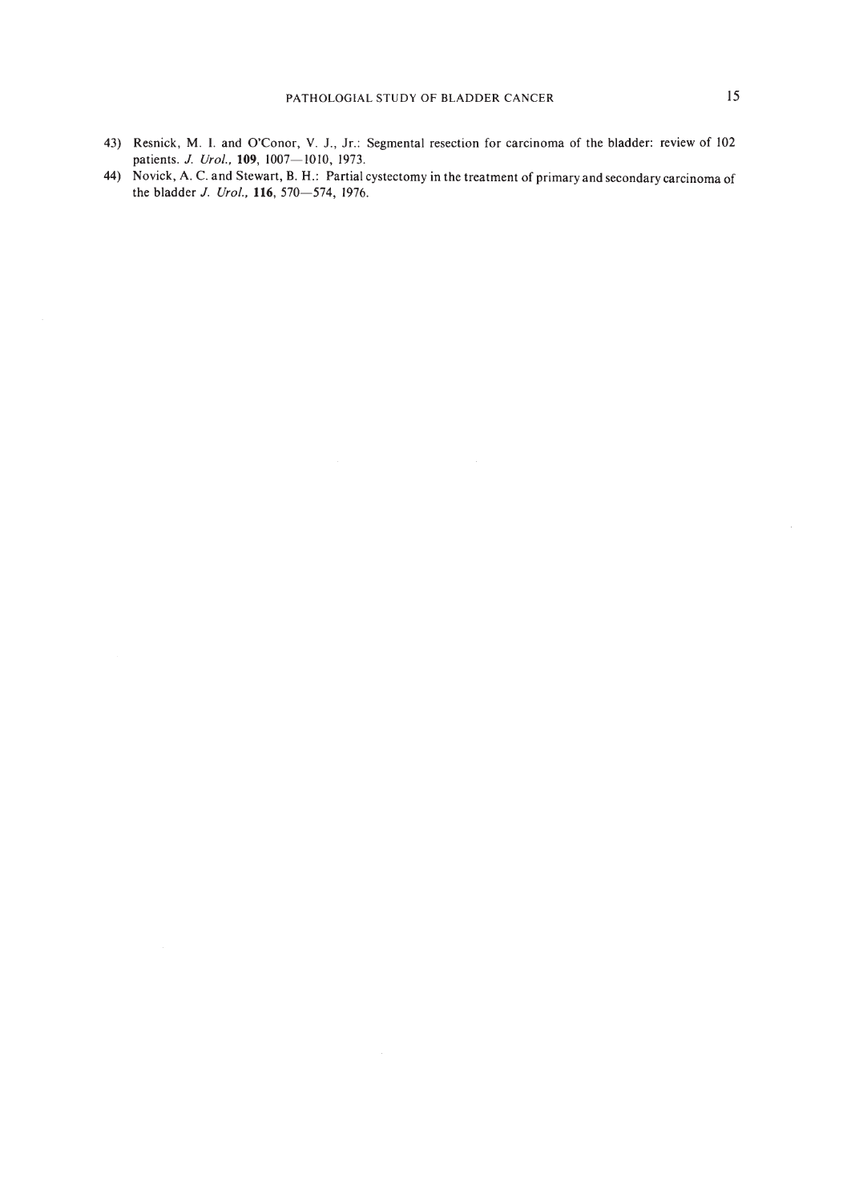43) Resnick, M. I. and O'Conor, V. J., Jr.: Segmental resection for carcinoma of the bladder: review of 102 patients. *J. Urol.,* **109**, 1007—1010, 1973.

44) Novick, A. C. and Stewart, B. H.: Partial cystectomy in the treatment of primary and secondary carcinoma of the bladder *J. Urol.,* **116**, 570—574, 1976.